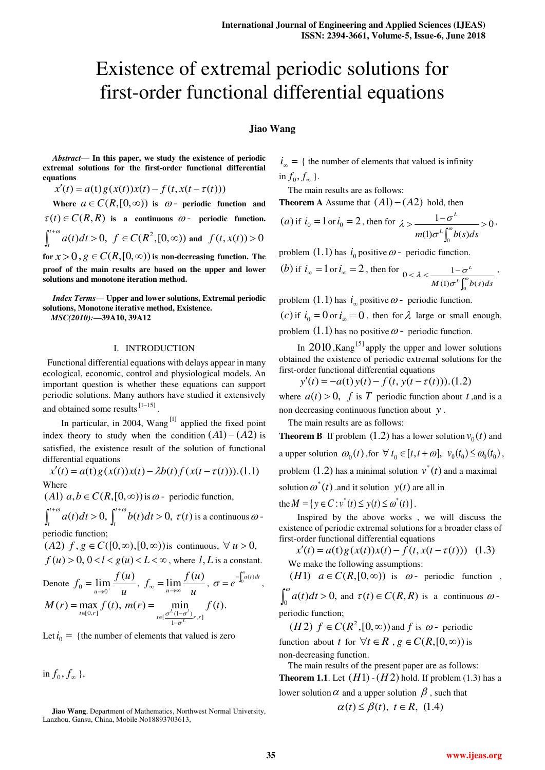# Existence of extremal periodic solutions for first-order functional differential equations

**Jiao Wang**

***Abstract*— In this paper, we study the existence of periodic extremal solutions for the first-order functional differential equations**

$$x'(t) = a(t)g(x(t))x(t) - f(t, x(t-\tau(t)))$$

**Where $a \in C(R,[0,\infty))$ is $\omega$- periodic function and $\tau(t) \in C(R,R)$ is a continuous $\omega$- periodic function. $\int_t^{t+\omega} a(t)dt > 0,\ f \in C(R^2,[0,\infty))$ and $f(t,x(t)) > 0$ for $x > 0$, $g \in C(R,[0,\infty))$ is non-decreasing function. The proof of the main results are based on the upper and lower solutions and monotone iteration method.**

***Index Terms*— Upper and lower solutions, Extremal periodic solutions, Monotone iterative method, Existence.**

***MSC(2010):*—39A10, 39A12**

## I. INTRODUCTION

Functional differential equations with delays appear in many ecological, economic, control and physiological models. An important question is whether these equations can support periodic solutions. Many authors have studied it extensively and obtained some results [1–15].

In particular, in 2004, Wang [1] applied the fixed point index theory to study when the condition $(A1)-(A2)$ is satisfied, the existence result of the solution of functional differential equations

$$x'(t) = a(t)g(x(t))x(t) - \lambda b(t) f(x(t-\tau(t))). (1.1)$$

Where

$(A1)$ $a, b \in C(R,[0,\infty))$ is $\omega$- periodic function, $\int_t^{t+\omega} a(t)dt > 0,\ \int_t^{t+\omega} b(t)dt > 0,\ \tau(t)$ is a continuous $\omega$- periodic function;

$(A2)$ $f, g \in C([0,\infty),[0,\infty))$ is continuous, $\forall\ u > 0$, $f(u) > 0,\ 0 < l < g(u) < L < \infty$, where $l, L$ is a constant.

Denote $f_0 = \lim\limits_{u\to 0^+} \frac{f(u)}{u}$, $f_\infty = \lim\limits_{u\to\infty} \frac{f(u)}{u}$, $\sigma = e^{-\int_0^\omega a(t)dt}$,

$M(r) = \max\limits_{t\in[0,r]} f(t),\ m(r) = \min\limits_{t\in[\frac{\sigma^L(1-\sigma^l)}{1-\sigma^L}r, r]} f(t).$

Let $i_0 =$ {the number of elements that valued is zero in $f_0, f_\infty$ },

$i_\infty =$ { the number of elements that valued is infinity in $f_0, f_\infty$ }.

The main results are as follows:

**Theorem A** Assume that $(A1)-(A2)$ hold, then

$(a)$ if $i_0 = 1$ or $i_0 = 2$, then for $\lambda > \frac{1-\sigma^L}{m(1)\sigma^L \int_0^\omega b(s)ds} > 0$, problem $(1.1)$ has $i_0$ positive $\omega$- periodic function.

$(b)$ if $i_\infty = 1$ or $i_\infty = 2$, then for $0 < \lambda < \frac{1-\sigma^L}{M(1)\sigma^L \int_0^\omega b(s)ds}$, problem $(1.1)$ has $i_\infty$ positive $\omega$- periodic function.

$(c)$ if $i_0 = 0$ or $i_\infty = 0$, then for $\lambda$ large or small enough, problem $(1.1)$ has no positive $\omega$- periodic function.

In $2010$, Kang [5] apply the upper and lower solutions obtained the existence of periodic extremal solutions for the first-order functional differential equations

$$y'(t) = -a(t)y(t) - f(t, y(t-\tau(t))). (1.2)$$

where $a(t) > 0,\ f$ is $T$ periodic function about $t$, and is a non decreasing continuous function about $y$.

The main results are as follows:

**Theorem B** If problem $(1.2)$ has a lower solution $v_0(t)$ and a upper solution $\omega_0(t)$, for $\forall\ t_0 \in [t, t+\omega],\ v_0(t_0) \le \omega_0(t_0)$, problem $(1.2)$ has a minimal solution $v^*(t)$ and a maximal solution $\omega^*(t)$ .and it solution $y(t)$ are all in the $M = \{ y \in C : v^*(t) \le y(t) \le \omega^*(t) \}$.

Inspired by the above works , we will discuss the existence of periodic extremal solutions for a broader class of first-order functional differential equations

$$x'(t) = a(t)g(x(t))x(t) - f(t, x(t-\tau(t))) \quad (1.3)$$

We make the following assumptions:

$(H1)$ $a \in C(R,[0,\infty))$ is $\omega$- periodic function, $\int_0^\omega a(t)dt > 0,$ and $\tau(t) \in C(R,R)$ is a continuous $\omega$- periodic function;

$(H2)$ $f \in C(R^2,[0,\infty))$ and $f$ is $\omega$- periodic function about $t$ for $\forall t \in R$, $g \in C(R,[0,\infty))$ is non-decreasing function.

The main results of the present paper are as follows:

**Theorem 1.1**. Let $(H1)$ - $(H2)$ hold. If problem (1.3) has a lower solution $\alpha$ and a upper solution $\beta$, such that

$$\alpha(t) \le \beta(t),\ t \in R,\ (1.4)$$

**Jiao Wang**, Department of Mathematics, Northwest Normal University, Lanzhou, Gansu, China, Mobile No18893703613,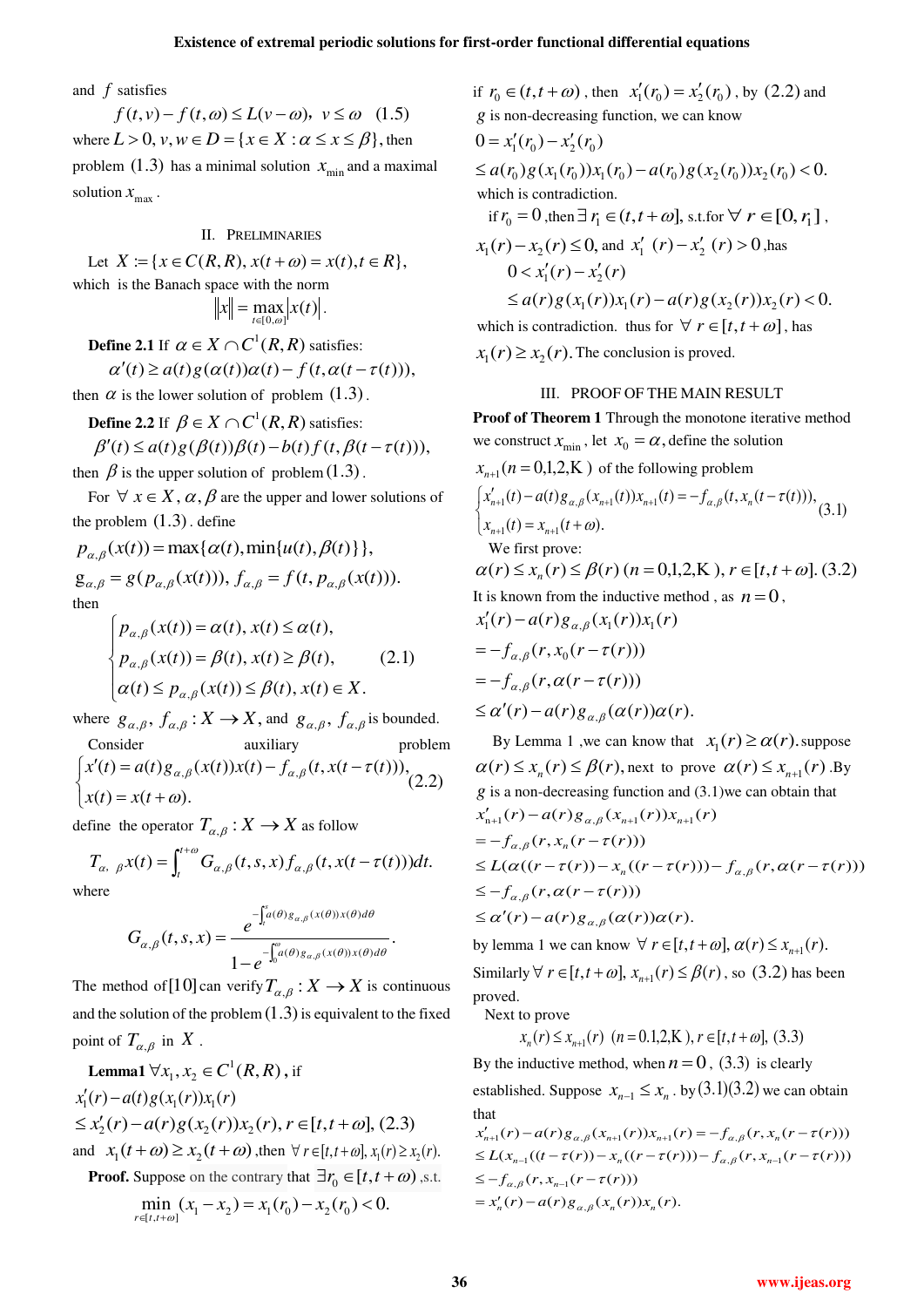and $f$ satisfies

$$f(t,v)-f(t,\omega)\le L(v-\omega),\ \ v\le\omega \quad (1.5)$$

where $L>0$, $v,w\in D=\{x\in X:\alpha\le x\le\beta\}$, then problem $(1.3)$ has a minimal solution $x_{\min}$ and a maximal solution $x_{\max}$.

## II. Preliminaries

Let $X:=\{x\in C(R,R),\ x(t+\omega)=x(t), t\in R\}$, which is the Banach space with the norm

$$\|x\|=\max_{t\in[0,\omega]}|x(t)|.$$

**Define 2.1** If $\alpha\in X\cap C^1(R,R)$ satisfies:

$$\alpha'(t)\ge a(t)g(\alpha(t))\alpha(t)-f(t,\alpha(t-\tau(t))),$$

then $\alpha$ is the lower solution of problem $(1.3)$.

**Define 2.2** If $\beta\in X\cap C^1(R,R)$ satisfies:

$$\beta'(t)\le a(t)g(\beta(t))\beta(t)-b(t)f(t,\beta(t-\tau(t))),$$

then $\beta$ is the upper solution of problem $(1.3)$.

For $\forall\, x\in X$, $\alpha,\beta$ are the upper and lower solutions of the problem $(1.3)$. define

$$p_{\alpha,\beta}(x(t))=\max\{\alpha(t),\min\{u(t),\beta(t)\}\},$$

$$g_{\alpha,\beta}=g(p_{\alpha,\beta}(x(t))),\ f_{\alpha,\beta}=f(t,p_{\alpha,\beta}(x(t))).$$

then

$$\begin{cases} p_{\alpha,\beta}(x(t))=\alpha(t),\ x(t)\le\alpha(t),\\ p_{\alpha,\beta}(x(t))=\beta(t),\ x(t)\ge\beta(t),\\ \alpha(t)\le p_{\alpha,\beta}(x(t))\le\beta(t),\ x(t)\in X.\end{cases}\quad (2.1)$$

where $g_{\alpha,\beta}$, $f_{\alpha,\beta}:X\to X$, and $g_{\alpha,\beta}$, $f_{\alpha,\beta}$ is bounded.

Consider auxiliary problem

$$\begin{cases} x'(t)=a(t)g_{\alpha,\beta}(x(t))x(t)-f_{\alpha,\beta}(t,x(t-\tau(t))),\\ x(t)=x(t+\omega).\end{cases}\quad (2.2)$$

define the operator $T_{\alpha,\beta}:X\to X$ as follow

$$T_{\alpha,\ \beta}x(t)=\int_t^{t+\omega}G_{\alpha,\beta}(t,s,x)f_{\alpha,\beta}(t,x(t-\tau(t)))dt.$$

where

$$G_{\alpha,\beta}(t,s,x)=\frac{e^{-\int_t^s a(\theta)g_{\alpha,\beta}(x(\theta))x(\theta)d\theta}}{1-e^{-\int_0^\omega a(\theta)g_{\alpha,\beta}(x(\theta))x(\theta)d\theta}}.$$

The method of $[10]$ can verify $T_{\alpha,\beta}:X\to X$ is continuous and the solution of the problem $(1.3)$ is equivalent to the fixed point of $T_{\alpha,\beta}$ in $X$.

**Lemma1** $\forall x_1,x_2\in C^1(R,R)$, if

$$x_1'(r)-a(t)g(x_1(r))x_1(r)\le x_2'(r)-a(r)g(x_2(r))x_2(r),\ r\in[t,t+\omega],\ (2.3)$$

and $x_1(t+\omega)\ge x_2(t+\omega)$, then $\forall\, r\in[t,t+\omega], x_1(r)\ge x_2(r)$.

**Proof.** Suppose on the contrary that $\exists r_0\in[t,t+\omega)$, s.t.

$$\min_{r\in[t,t+\omega]}(x_1-x_2)=x_1(r_0)-x_2(r_0)<0.$$

if $r_0\in(t,t+\omega)$, then $x_1'(r_0)=x_2'(r_0)$, by $(2.2)$ and $g$ is non-decreasing function, we can know

$$0=x_1'(r_0)-x_2'(r_0)$$
$$\le a(r_0)g(x_1(r_0))x_1(r_0)-a(r_0)g(x_2(r_0))x_2(r_0)<0.$$

which is contradiction.

if $r_0=0$, then $\exists\, r_1\in(t,t+\omega]$, s.t. for $\forall\, r\in[0,r_1]$, $x_1(r)-x_2(r)\le 0$, and $x_1'(r)-x_2'(r)>0$, has

$$0<x_1'(r)-x_2'(r)$$
$$\le a(r)g(x_1(r))x_1(r)-a(r)g(x_2(r))x_2(r)<0.$$

which is contradiction. thus for $\forall\, r\in[t,t+\omega]$, has $x_1(r)\ge x_2(r)$. The conclusion is proved.

## III. Proof of the Main Result

**Proof of Theorem 1** Through the monotone iterative method we construct $x_{\min}$, let $x_0=\alpha$, define the solution $x_{n+1}(n=0,1,2,\text{K})$ of the following problem

$$\begin{cases} x_{n+1}'(t)-a(t)g_{\alpha,\beta}(x_{n+1}(t))x_{n+1}(t)=-f_{\alpha,\beta}(t,x_n(t-\tau(t))),\\ x_{n+1}(t)=x_{n+1}(t+\omega).\end{cases}\quad (3.1)$$

We first prove:

$$\alpha(r)\le x_n(r)\le\beta(r)\ (n=0,1,2,\text{K}),\ r\in[t,t+\omega].\ (3.2)$$

It is known from the inductive method, as $n=0$,

$$x_1'(r)-a(r)g_{\alpha,\beta}(x_1(r))x_1(r)$$
$$=-f_{\alpha,\beta}(r,x_0(r-\tau(r)))$$
$$=-f_{\alpha,\beta}(r,\alpha(r-\tau(r)))$$
$$\le\alpha'(r)-a(r)g_{\alpha,\beta}(\alpha(r))\alpha(r).$$

By Lemma 1, we can know that $x_1(r)\ge\alpha(r)$. suppose $\alpha(r)\le x_n(r)\le\beta(r)$, next to prove $\alpha(r)\le x_{n+1}(r)$. By $g$ is a non-decreasing function and (3.1)we can obtain that

$$x_{n+1}'(r)-a(r)g_{\alpha,\beta}(x_{n+1}(r))x_{n+1}(r)$$
$$=-f_{\alpha,\beta}(r,x_n(r-\tau(r)))$$
$$\le L(\alpha((r-\tau(r))-x_n((r-\tau(r)))-f_{\alpha,\beta}(r,\alpha(r-\tau(r)))$$
$$\le-f_{\alpha,\beta}(r,\alpha(r-\tau(r)))$$
$$\le\alpha'(r)-a(r)g_{\alpha,\beta}(\alpha(r))\alpha(r).$$

by lemma 1 we can know $\forall\, r\in[t,t+\omega],\ \alpha(r)\le x_{n+1}(r)$. Similarly $\forall\, r\in[t,t+\omega],\ x_{n+1}(r)\le\beta(r)$, so $(3.2)$ has been proved.

Next to prove

$$x_n(r)\le x_{n+1}(r)\ \ (n=0.1,2,\text{K}),\ r\in[t,t+\omega],\ (3.3)$$

By the inductive method, when $n=0$, $(3.3)$ is clearly established. Suppose $x_{n-1}\le x_n$. by (3.1)(3.2) we can obtain that

$$x_{n+1}'(r)-a(r)g_{\alpha,\beta}(x_{n+1}(r))x_{n+1}(r)=-f_{\alpha,\beta}(r,x_n(r-\tau(r)))$$
$$\le L(x_{n-1}((t-\tau(r))-x_n((r-\tau(r)))-f_{\alpha,\beta}(r,x_{n-1}(r-\tau(r)))$$
$$\le-f_{\alpha,\beta}(r,x_{n-1}(r-\tau(r)))$$
$$=x_n'(r)-a(r)g_{\alpha,\beta}(x_n(r))x_n(r).$$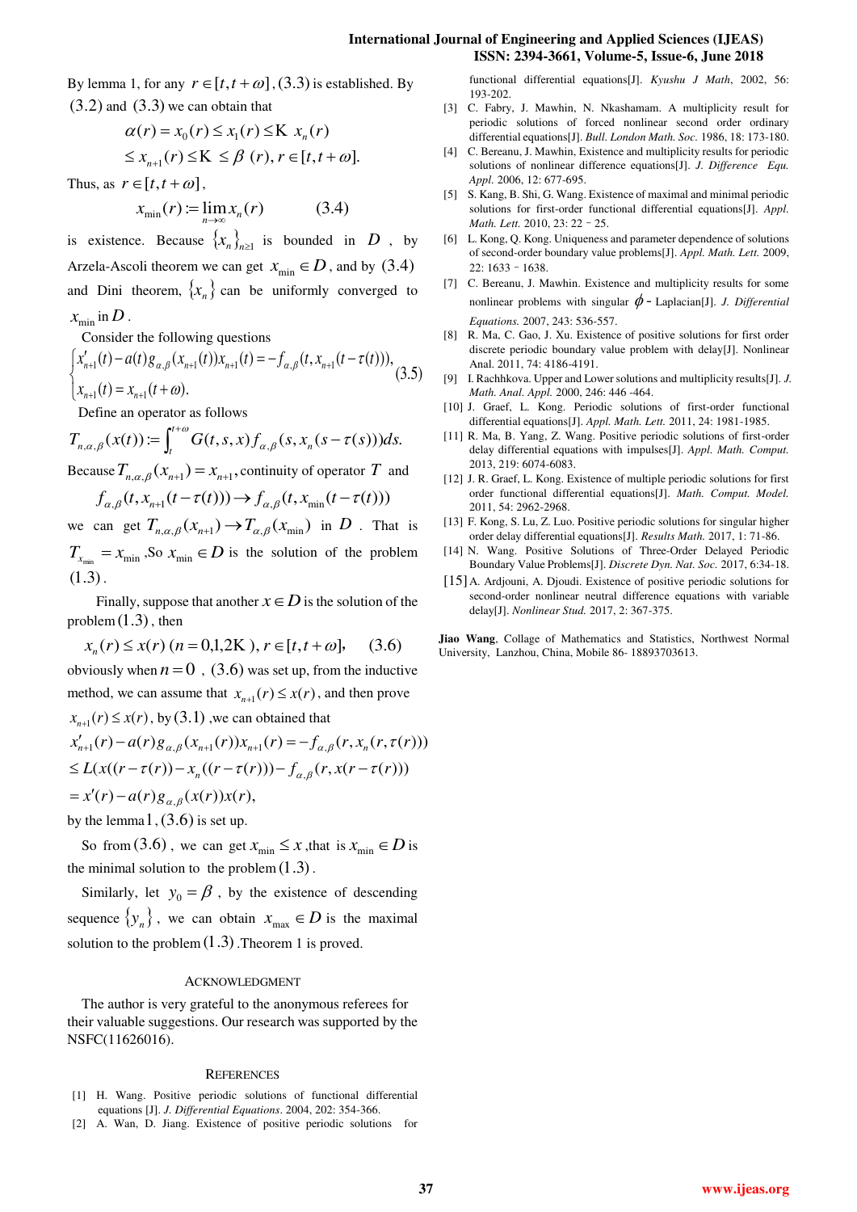By lemma 1, for any $r \in [t, t+\omega]$, $(3.3)$ is established. By $(3.2)$ and $(3.3)$ we can obtain that

$$\alpha(r) = x_0(r) \le x_1(r) \le \cdots x_n(r)$$
$$\le x_{n+1}(r) \le \cdots \le \beta\,(r), r \in [t, t+\omega].$$

Thus, as $r \in [t, t+\omega]$,

$$x_{\min}(r) := \lim_{n\to\infty} x_n(r) \qquad (3.4)$$

is existence. Because $\{x_n\}_{n\ge 1}$ is bounded in $D$, by Arzela-Ascoli theorem we can get $x_{\min} \in D$, and by $(3.4)$ and Dini theorem, $\{x_n\}$ can be uniformly converged to $x_{\min}$ in $D$.

Consider the following questions

$$\begin{cases} x'_{n+1}(t) - a(t) g_{\alpha,\beta}(x_{n+1}(t)) x_{n+1}(t) = -f_{\alpha,\beta}(t, x_{n+1}(t-\tau(t))), \\ x_{n+1}(t) = x_{n+1}(t+\omega). \end{cases} \quad (3.5)$$

Define an operator as follows

$$T_{n,\alpha,\beta}(x(t)) := \int_t^{t+\omega} G(t,s,x) f_{\alpha,\beta}(s, x_n(s-\tau(s)))ds.$$

Because $T_{n,\alpha,\beta}(x_{n+1}) = x_{n+1}$, continuity of operator $T$ and

$$f_{\alpha,\beta}(t, x_{n+1}(t-\tau(t))) \to f_{\alpha,\beta}(t, x_{\min}(t-\tau(t)))$$

we can get $T_{n,\alpha,\beta}(x_{n+1}) \to T_{\alpha,\beta}(x_{\min})$ in $D$. That is $T_{x_{\min}} = x_{\min}$, So $x_{\min} \in D$ is the solution of the problem $(1.3)$.

Finally, suppose that another $x \in D$ is the solution of the problem $(1.3)$, then

$$x_n(r) \le x(r)\ (n = 0,1,2\cdots),\ r \in [t, t+\omega], \qquad (3.6)$$

obviously when $n = 0$, $(3.6)$ was set up, from the inductive method, we can assume that $x_{n+1}(r) \le x(r)$, and then prove $x_{n+1}(r) \le x(r)$, by $(3.1)$, we can obtained that

$$x'_{n+1}(r) - a(r) g_{\alpha,\beta}(x_{n+1}(r)) x_{n+1}(r) = -f_{\alpha,\beta}(r, x_n(r, \tau(r)))$$
$$\le L(x((r-\tau(r)) - x_n((r-\tau(r))) - f_{\alpha,\beta}(r, x(r-\tau(r)))$$
$$= x'(r) - a(r) g_{\alpha,\beta}(x(r)) x(r),$$

by the lemma 1, $(3.6)$ is set up.

So from $(3.6)$, we can get $x_{\min} \le x$, that is $x_{\min} \in D$ is the minimal solution to the problem $(1.3)$.

Similarly, let $y_0 = \beta$, by the existence of descending sequence $\{y_n\}$, we can obtain $x_{\max} \in D$ is the maximal solution to the problem $(1.3)$. Theorem 1 is proved.

## ACKNOWLEDGMENT

The author is very grateful to the anonymous referees for their valuable suggestions. Our research was supported by the NSFC(11626016).

## REFERENCES

[1] H. Wang. Positive periodic solutions of functional differential equations [J]. *J. Differential Equations*. 2004, 202: 354-366.

[2] A. Wan, D. Jiang. Existence of positive periodic solutions for functional differential equations[J]. *Kyushu J Math*, 2002, 56: 193-202.

[3] C. Fabry, J. Mawhin, N. Nkashamam. A multiplicity result for periodic solutions of forced nonlinear second order ordinary differential equations[J]. *Bull. London Math. Soc*. 1986, 18: 173-180.

[4] C. Bereanu, J. Mawhin, Existence and multiplicity results for periodic solutions of nonlinear difference equations[J]. *J. Difference Equ. Appl*. 2006, 12: 677-695.

[5] S. Kang, B. Shi, G. Wang. Existence of maximal and minimal periodic solutions for first-order functional differential equations[J]. *Appl. Math. Lett.* 2010, 23: 22 – 25.

[6] L. Kong, Q. Kong. Uniqueness and parameter dependence of solutions of second-order boundary value problems[J]. *Appl. Math. Lett.* 2009, 22: 1633 – 1638.

[7] C. Bereanu, J. Mawhin. Existence and multiplicity results for some nonlinear problems with singular $\phi$ - Laplacian[J]. *J. Differential Equations*. 2007, 243: 536-557.

[8] R. Ma, C. Gao, J. Xu. Existence of positive solutions for first order discrete periodic boundary value problem with delay[J]. Nonlinear Anal. 2011, 74: 4186-4191.

[9] I. Rachhkova. Upper and Lower solutions and multiplicity results[J]. *J. Math. Anal. Appl.* 2000, 246: 446 -464.

[10] J. Graef, L. Kong. Periodic solutions of first-order functional differential equations[J]. *Appl. Math. Lett.* 2011, 24: 1981-1985.

[11] R. Ma, B. Yang, Z. Wang. Positive periodic solutions of first-order delay differential equations with impulses[J]. *Appl. Math. Comput.* 2013, 219: 6074-6083.

[12] J. R. Graef, L. Kong. Existence of multiple periodic solutions for first order functional differential equations[J]. *Math. Comput. Model.* 2011, 54: 2962-2968.

[13] F. Kong, S. Lu, Z. Luo. Positive periodic solutions for singular higher order delay differential equations[J]. *Results Math.* 2017, 1: 71-86.

[14] N. Wang. Positive Solutions of Three-Order Delayed Periodic Boundary Value Problems[J]. *Discrete Dyn. Nat. Soc.* 2017, 6:34-18.

[15] A. Ardjouni, A. Djoudi. Existence of positive periodic solutions for second-order nonlinear neutral difference equations with variable delay[J]. *Nonlinear Stud.* 2017, 2: 367-375.

**Jiao Wang**, Collage of Mathematics and Statistics, Northwest Normal University, Lanzhou, China, Mobile 86- 18893703613.